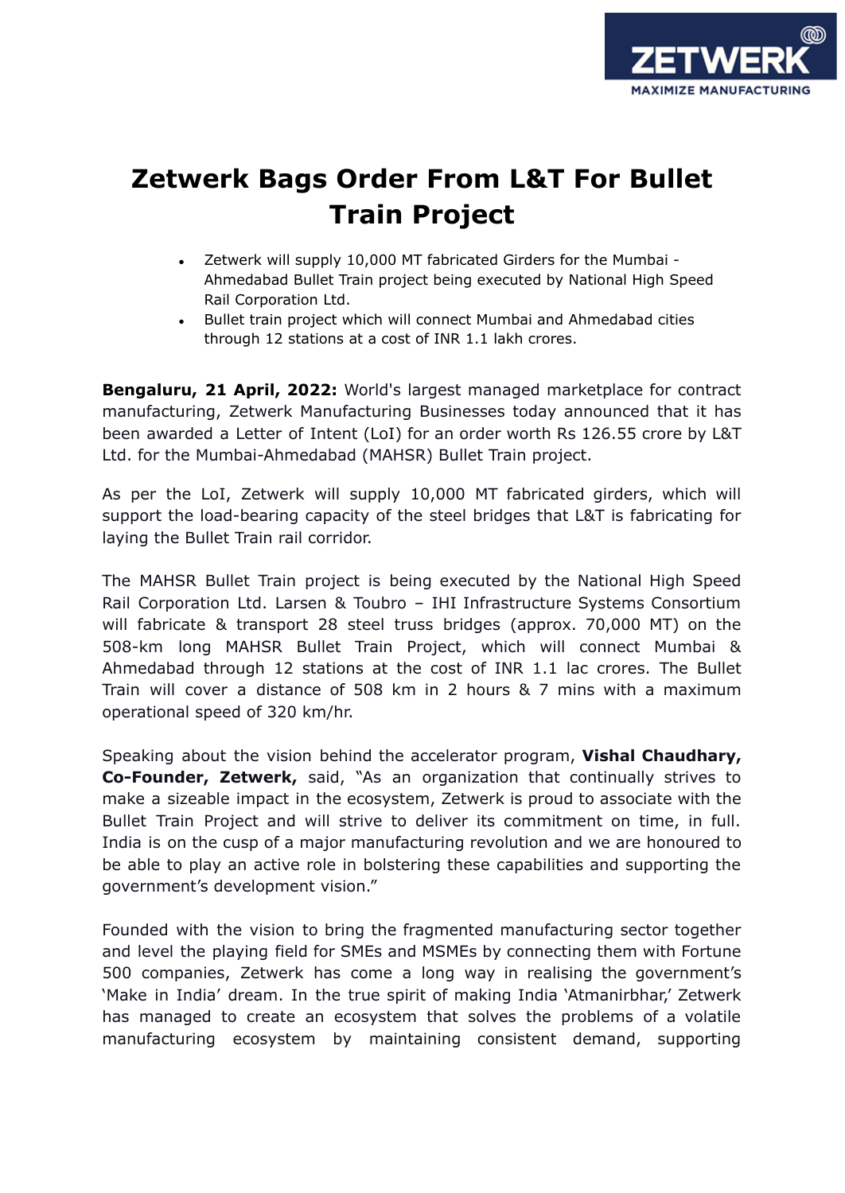# Zetwerk Bags Order From L&T For Bullet Train Project

- Zetwerk will supply 10,000 MT fabricated Girders for the Mumbai - Ahmedabad Bullet Train project being executed by National High Speed Rail Corporation Ltd.
- Bullet train project which will connect Mumbai and Ahmedabad cities through 12 stations at a cost of INR 1.1 lakh crores.

**Bengaluru, 21 April, 2022:** World's largest managed marketplace for contract manufacturing, Zetwerk Manufacturing Businesses today announced that it has been awarded a Letter of Intent (LoI) for an order worth Rs 126.55 crore by L&T Ltd. for the Mumbai-Ahmedabad (MAHSR) Bullet Train project.

As per the LoI, Zetwerk will supply 10,000 MT fabricated girders, which will support the load-bearing capacity of the steel bridges that L&T is fabricating for laying the Bullet Train rail corridor.

The MAHSR Bullet Train project is being executed by the National High Speed Rail Corporation Ltd. Larsen & Toubro – IHI Infrastructure Systems Consortium will fabricate & transport 28 steel truss bridges (approx. 70,000 MT) on the 508-km long MAHSR Bullet Train Project, which will connect Mumbai & Ahmedabad through 12 stations at the cost of INR 1.1 lac crores. The Bullet Train will cover a distance of 508 km in 2 hours & 7 mins with a maximum operational speed of 320 km/hr.

Speaking about the vision behind the accelerator program, **Vishal Chaudhary, Co-Founder, Zetwerk,** said, "As an organization that continually strives to make a sizeable impact in the ecosystem, Zetwerk is proud to associate with the Bullet Train Project and will strive to deliver its commitment on time, in full. India is on the cusp of a major manufacturing revolution and we are honoured to be able to play an active role in bolstering these capabilities and supporting the government's development vision."

Founded with the vision to bring the fragmented manufacturing sector together and level the playing field for SMEs and MSMEs by connecting them with Fortune 500 companies, Zetwerk has come a long way in realising the government's 'Make in India' dream. In the true spirit of making India 'Atmanirbhar,' Zetwerk has managed to create an ecosystem that solves the problems of a volatile manufacturing ecosystem by maintaining consistent demand, supporting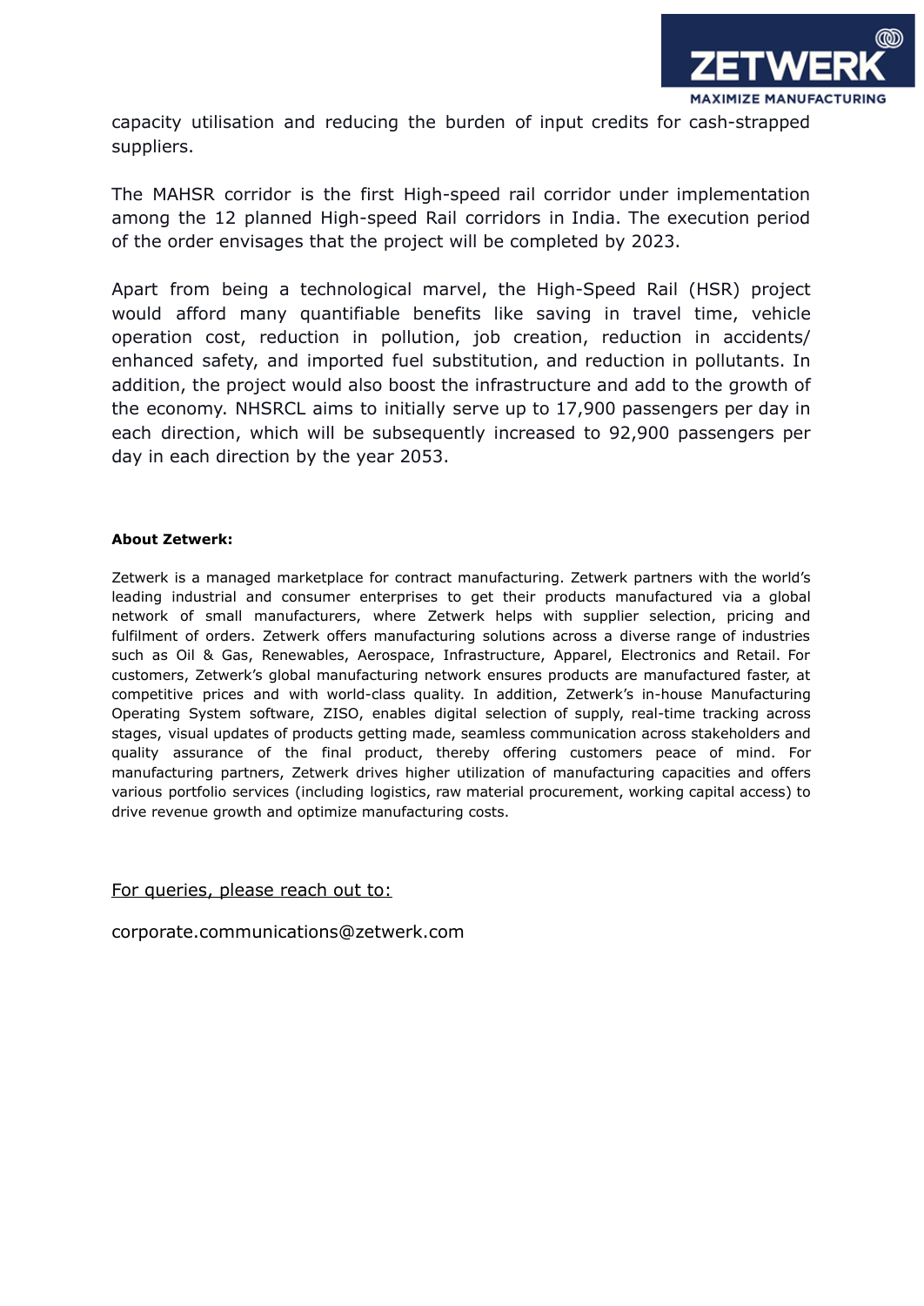capacity utilisation and reducing the burden of input credits for cash-strapped suppliers.

The MAHSR corridor is the first High-speed rail corridor under implementation among the 12 planned High-speed Rail corridors in India. The execution period of the order envisages that the project will be completed by 2023.

Apart from being a technological marvel, the High-Speed Rail (HSR) project would afford many quantifiable benefits like saving in travel time, vehicle operation cost, reduction in pollution, job creation, reduction in accidents/ enhanced safety, and imported fuel substitution, and reduction in pollutants. In addition, the project would also boost the infrastructure and add to the growth of the economy. NHSRCL aims to initially serve up to 17,900 passengers per day in each direction, which will be subsequently increased to 92,900 passengers per day in each direction by the year 2053.

**About Zetwerk:**

Zetwerk is a managed marketplace for contract manufacturing. Zetwerk partners with the world's leading industrial and consumer enterprises to get their products manufactured via a global network of small manufacturers, where Zetwerk helps with supplier selection, pricing and fulfilment of orders. Zetwerk offers manufacturing solutions across a diverse range of industries such as Oil & Gas, Renewables, Aerospace, Infrastructure, Apparel, Electronics and Retail. For customers, Zetwerk's global manufacturing network ensures products are manufactured faster, at competitive prices and with world-class quality. In addition, Zetwerk's in-house Manufacturing Operating System software, ZISO, enables digital selection of supply, real-time tracking across stages, visual updates of products getting made, seamless communication across stakeholders and quality assurance of the final product, thereby offering customers peace of mind. For manufacturing partners, Zetwerk drives higher utilization of manufacturing capacities and offers various portfolio services (including logistics, raw material procurement, working capital access) to drive revenue growth and optimize manufacturing costs.

For queries, please reach out to:

corporate.communications@zetwerk.com